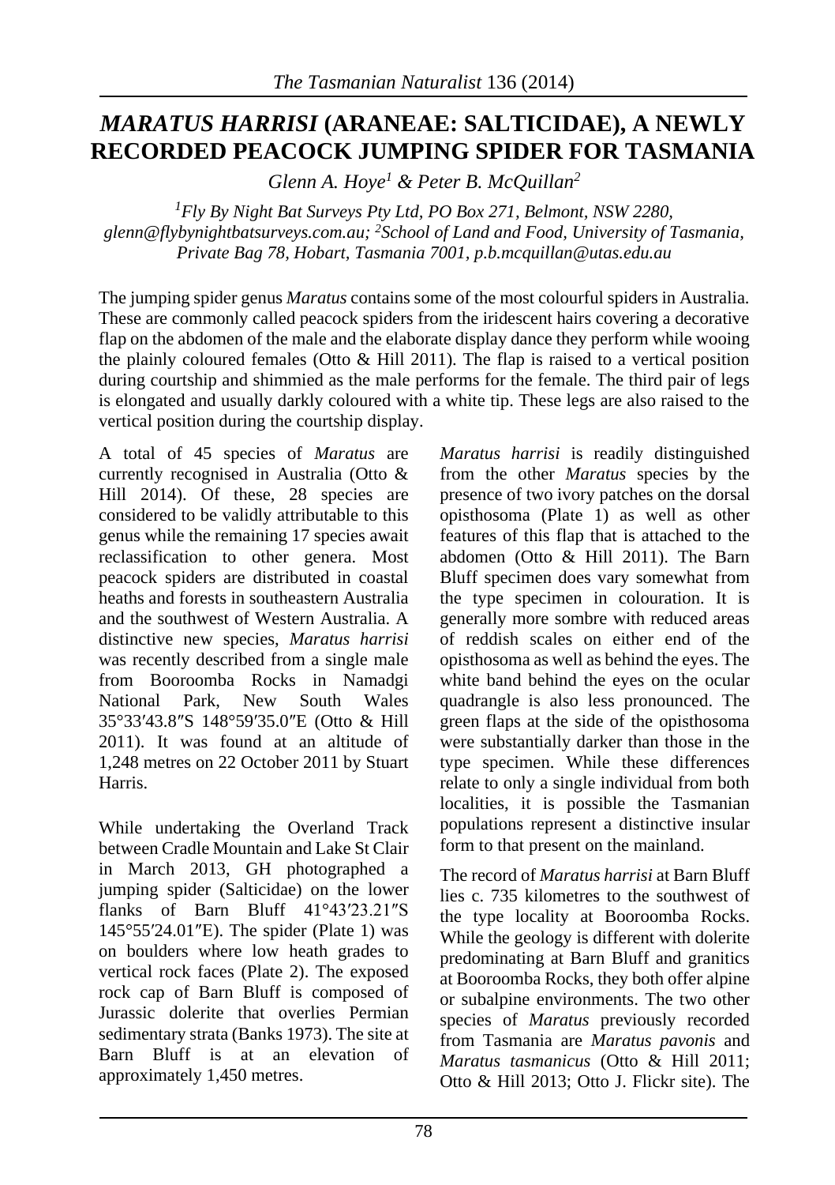# *MARATUS HARRISI* (ARANEAE: SALTICIDAE), A NEWLY RECORDED PEACOCK JUMPING SPIDER FOR TASMANIA

*Glenn A. Hoye[1] & Peter B. McQuillan[2]*

*[1]Fly By Night Bat Surveys Pty Ltd, PO Box 271, Belmont, NSW 2280, glenn@flybynightbatsurveys.com.au; [2]School of Land and Food, University of Tasmania, Private Bag 78, Hobart, Tasmania 7001, p.b.mcquillan@utas.edu.au*

The jumping spider genus *Maratus* contains some of the most colourful spiders in Australia. These are commonly called peacock spiders from the iridescent hairs covering a decorative flap on the abdomen of the male and the elaborate display dance they perform while wooing the plainly coloured females (Otto & Hill 2011). The flap is raised to a vertical position during courtship and shimmied as the male performs for the female. The third pair of legs is elongated and usually darkly coloured with a white tip. These legs are also raised to the vertical position during the courtship display.

A total of 45 species of *Maratus* are currently recognised in Australia (Otto & Hill 2014). Of these, 28 species are considered to be validly attributable to this genus while the remaining 17 species await reclassification to other genera. Most peacock spiders are distributed in coastal heaths and forests in southeastern Australia and the southwest of Western Australia. A distinctive new species, *Maratus harrisi* was recently described from a single male from Booroomba Rocks in Namadgi National Park, New South Wales 35°33′43.8″S 148°59′35.0″E (Otto & Hill 2011). It was found at an altitude of 1,248 metres on 22 October 2011 by Stuart Harris.

While undertaking the Overland Track between Cradle Mountain and Lake St Clair in March 2013, GH photographed a jumping spider (Salticidae) on the lower flanks of Barn Bluff 41°43′23.21″S 145°55′24.01″E). The spider (Plate 1) was on boulders where low heath grades to vertical rock faces (Plate 2). The exposed rock cap of Barn Bluff is composed of Jurassic dolerite that overlies Permian sedimentary strata (Banks 1973). The site at Barn Bluff is at an elevation of approximately 1,450 metres.

*Maratus harrisi* is readily distinguished from the other *Maratus* species by the presence of two ivory patches on the dorsal opisthosoma (Plate 1) as well as other features of this flap that is attached to the abdomen (Otto & Hill 2011). The Barn Bluff specimen does vary somewhat from the type specimen in colouration. It is generally more sombre with reduced areas of reddish scales on either end of the opisthosoma as well as behind the eyes. The white band behind the eyes on the ocular quadrangle is also less pronounced. The green flaps at the side of the opisthosoma were substantially darker than those in the type specimen. While these differences relate to only a single individual from both localities, it is possible the Tasmanian populations represent a distinctive insular form to that present on the mainland.

The record of *Maratus harrisi* at Barn Bluff lies c. 735 kilometres to the southwest of the type locality at Booroomba Rocks. While the geology is different with dolerite predominating at Barn Bluff and granitics at Booroomba Rocks, they both offer alpine or subalpine environments. The two other species of *Maratus* previously recorded from Tasmania are *Maratus pavonis* and *Maratus tasmanicus* (Otto & Hill 2011; Otto & Hill 2013; Otto J. Flickr site). The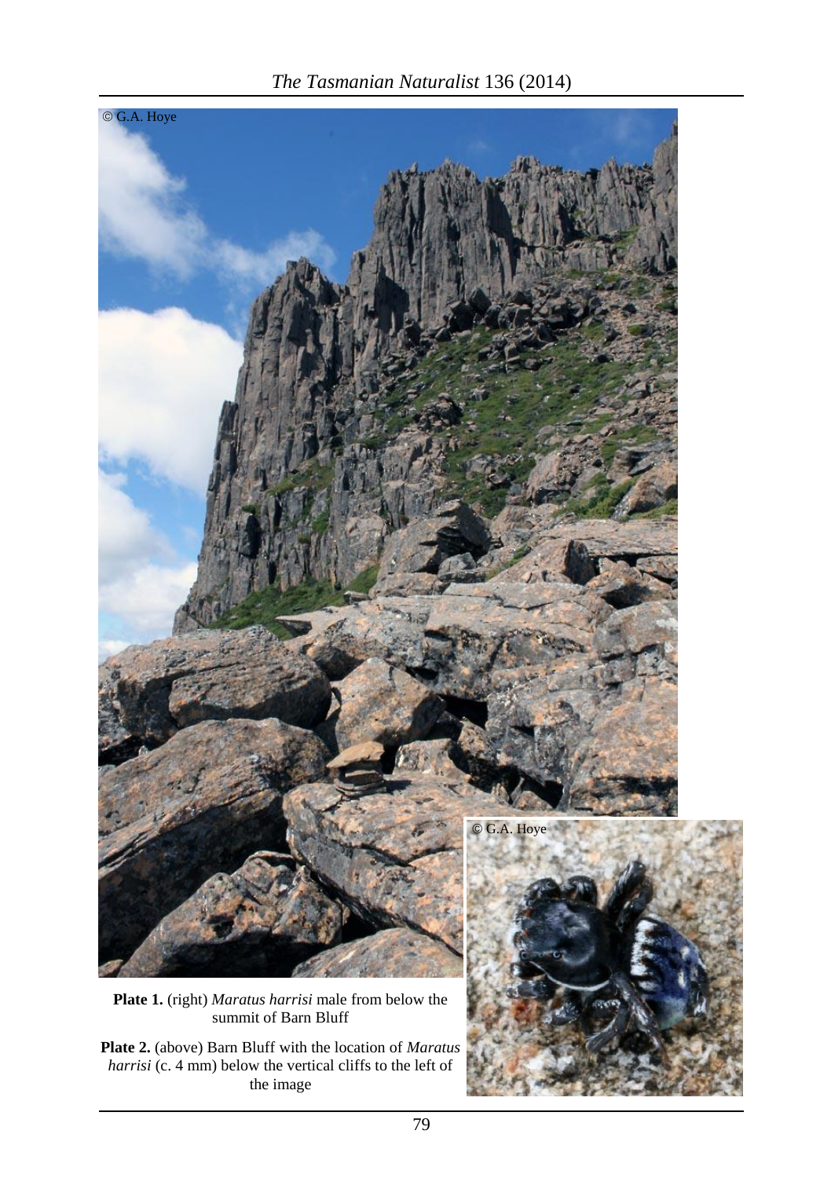© G.A. Hoye

© G.A. Hoye

**Plate 1.** (right) *Maratus harrisi* male from below the summit of Barn Bluff

**Plate 2.** (above) Barn Bluff with the location of *Maratus harrisi* (c. 4 mm) below the vertical cliffs to the left of the image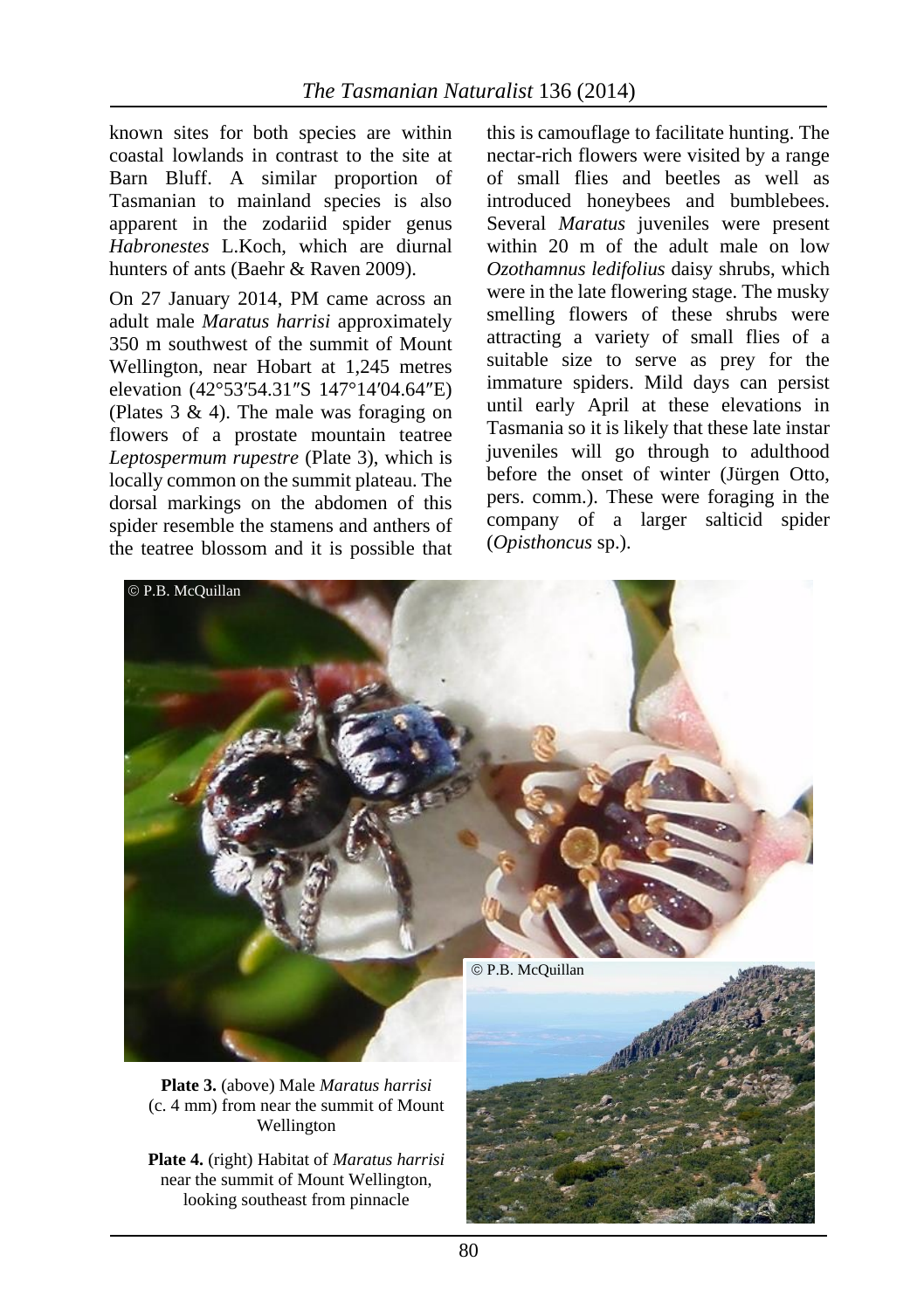known sites for both species are within coastal lowlands in contrast to the site at Barn Bluff. A similar proportion of Tasmanian to mainland species is also apparent in the zodariid spider genus *Habronestes* L.Koch, which are diurnal hunters of ants (Baehr & Raven 2009).

On 27 January 2014, PM came across an adult male *Maratus harrisi* approximately 350 m southwest of the summit of Mount Wellington, near Hobart at 1,245 metres elevation (42°53′54.31″S 147°14′04.64″E) (Plates 3 & 4). The male was foraging on flowers of a prostate mountain teatree *Leptospermum rupestre* (Plate 3), which is locally common on the summit plateau. The dorsal markings on the abdomen of this spider resemble the stamens and anthers of the teatree blossom and it is possible that this is camouflage to facilitate hunting. The nectar-rich flowers were visited by a range of small flies and beetles as well as introduced honeybees and bumblebees. Several *Maratus* juveniles were present within 20 m of the adult male on low *Ozothamnus ledifolius* daisy shrubs, which were in the late flowering stage. The musky smelling flowers of these shrubs were attracting a variety of small flies of a suitable size to serve as prey for the immature spiders. Mild days can persist until early April at these elevations in Tasmania so it is likely that these late instar juveniles will go through to adulthood before the onset of winter (Jürgen Otto, pers. comm.). These were foraging in the company of a larger salticid spider (*Opisthoncus* sp.).

© P.B. McQuillan

© P.B. McQuillan

**Plate 3.** (above) Male *Maratus harrisi* (c. 4 mm) from near the summit of Mount Wellington

**Plate 4.** (right) Habitat of *Maratus harrisi* near the summit of Mount Wellington, looking southeast from pinnacle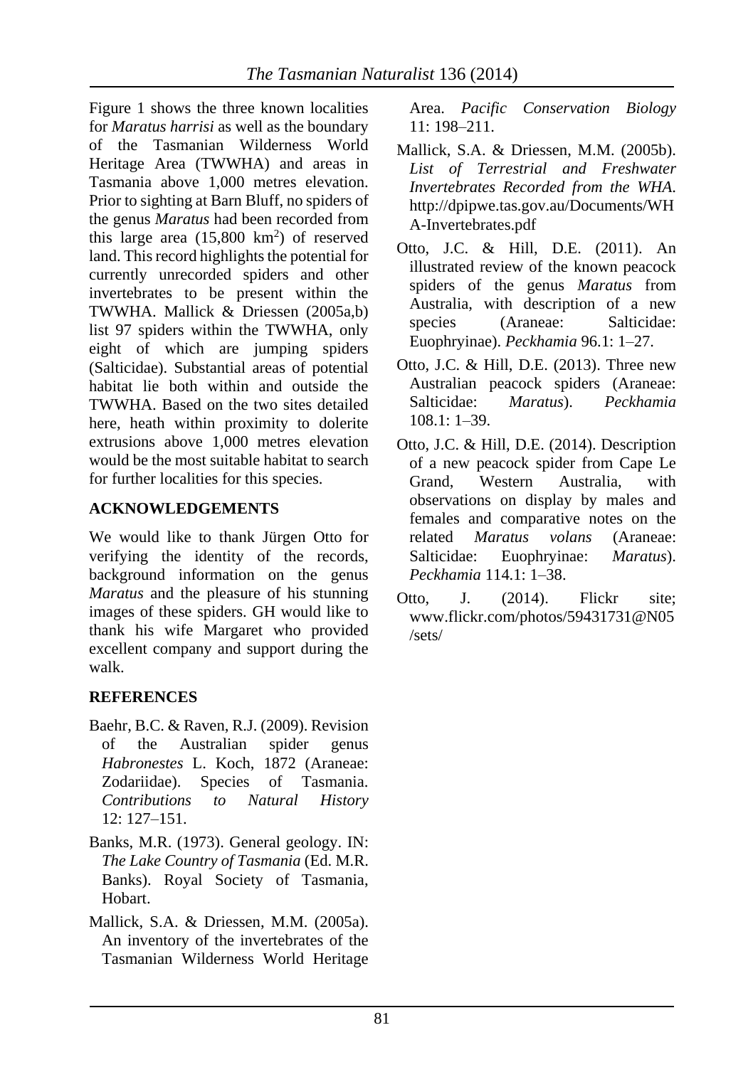Figure 1 shows the three known localities for *Maratus harrisi* as well as the boundary of the Tasmanian Wilderness World Heritage Area (TWWHA) and areas in Tasmania above 1,000 metres elevation. Prior to sighting at Barn Bluff, no spiders of the genus *Maratus* had been recorded from this large area (15,800 $km^2$) of reserved land. This record highlights the potential for currently unrecorded spiders and other invertebrates to be present within the TWWHA. Mallick & Driessen (2005a,b) list 97 spiders within the TWWHA, only eight of which are jumping spiders (Salticidae). Substantial areas of potential habitat lie both within and outside the TWWHA. Based on the two sites detailed here, heath within proximity to dolerite extrusions above 1,000 metres elevation would be the most suitable habitat to search for further localities for this species.

## ACKNOWLEDGEMENTS

We would like to thank Jürgen Otto for verifying the identity of the records, background information on the genus *Maratus* and the pleasure of his stunning images of these spiders. GH would like to thank his wife Margaret who provided excellent company and support during the walk.

## REFERENCES

Baehr, B.C. & Raven, R.J. (2009). Revision of the Australian spider genus *Habronestes* L. Koch, 1872 (Araneae: Zodariidae). Species of Tasmania. *Contributions to Natural History* 12: 127–151.

Banks, M.R. (1973). General geology. IN: *The Lake Country of Tasmania* (Ed. M.R. Banks). Royal Society of Tasmania, Hobart.

Mallick, S.A. & Driessen, M.M. (2005a). An inventory of the invertebrates of the Tasmanian Wilderness World Heritage Area. *Pacific Conservation Biology* 11: 198–211.

Mallick, S.A. & Driessen, M.M. (2005b). *List of Terrestrial and Freshwater Invertebrates Recorded from the WHA.* http://dpipwe.tas.gov.au/Documents/WHA-Invertebrates.pdf

Otto, J.C. & Hill, D.E. (2011). An illustrated review of the known peacock spiders of the genus *Maratus* from Australia, with description of a new species (Araneae: Salticidae: Euophryinae). *Peckhamia* 96.1: 1–27.

Otto, J.C. & Hill, D.E. (2013). Three new Australian peacock spiders (Araneae: Salticidae: *Maratus*). *Peckhamia* 108.1: 1–39.

Otto, J.C. & Hill, D.E. (2014). Description of a new peacock spider from Cape Le Grand, Western Australia, with observations on display by males and females and comparative notes on the related *Maratus volans* (Araneae: Salticidae: Euophryinae: *Maratus*). *Peckhamia* 114.1: 1–38.

Otto, J. (2014). Flickr site; www.flickr.com/photos/59431731@N05/sets/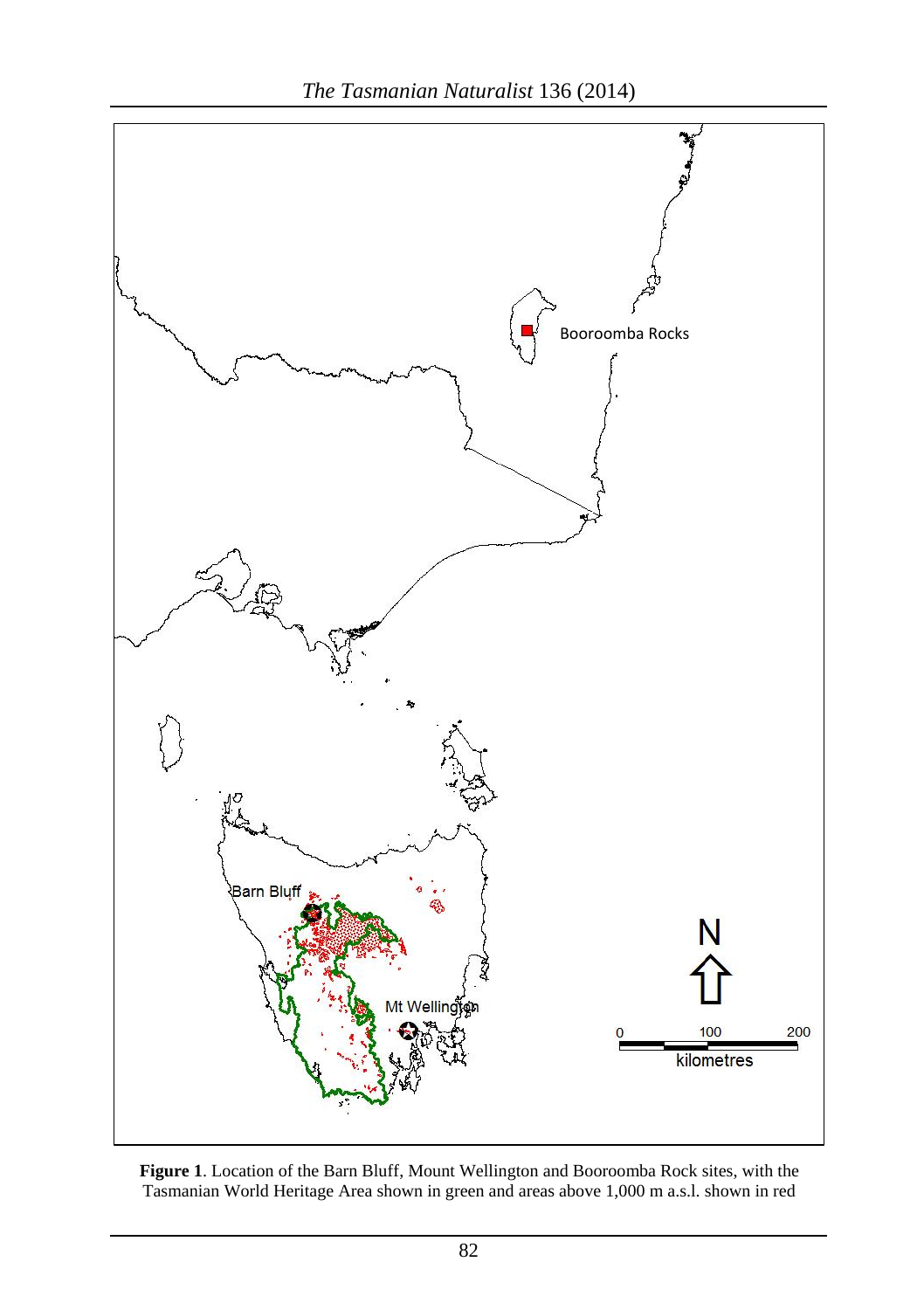Booroomba Rocks

Barn Bluff

Mt Wellington

N

0 100 200

kilometres

**Figure 1**. Location of the Barn Bluff, Mount Wellington and Booroomba Rock sites, with the Tasmanian World Heritage Area shown in green and areas above 1,000 m a.s.l. shown in red